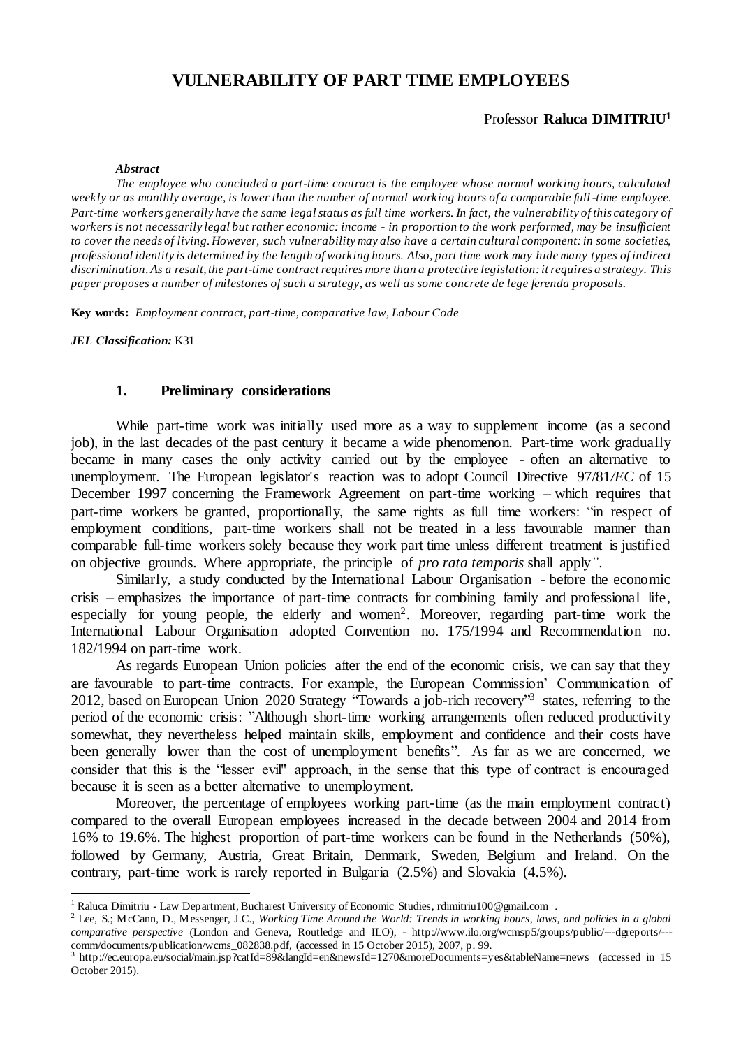# VULNERABILITY OF PART TIME EMPLOYEES

Professor **Raluca DIMITRIU**[1]

***Abstract***

*The employee who concluded a part-time contract is the employee whose normal working hours, calculated weekly or as monthly average, is lower than the number of normal working hours of a comparable full-time employee. Part-time workers generally have the same legal status as full time workers. In fact, the vulnerability of this category of workers is not necessarily legal but rather economic: income - in proportion to the work performed, may be insufficient to cover the needs of living. However, such vulnerability may also have a certain cultural component: in some societies, professional identity is determined by the length of working hours. Also, part time work may hide many types of indirect discrimination. As a result, the part-time contract requires more than a protective legislation: it requires a strategy. This paper proposes a number of milestones of such a strategy, as well as some concrete de lege ferenda proposals.*

**Key words:** *Employment contract, part-time, comparative law, Labour Code*

***JEL Classification:*** K31

## 1. Preliminary considerations

While part-time work was initially used more as a way to supplement income (as a second job), in the last decades of the past century it became a wide phenomenon. Part-time work gradually became in many cases the only activity carried out by the employee - often an alternative to unemployment. The European legislator's reaction was to adopt Council Directive 97/81*/EC* of 15 December 1997 concerning the Framework Agreement on part-time working – which requires that part-time workers be granted, proportionally, the same rights as full time workers: "in respect of employment conditions, part-time workers shall not be treated in a less favourable manner than comparable full-time workers solely because they work part time unless different treatment is justified on objective grounds. Where appropriate, the principle of *pro rata temporis* shall apply*"*.

Similarly, a study conducted by the International Labour Organisation - before the economic crisis – emphasizes the importance of part-time contracts for combining family and professional life, especially for young people, the elderly and women[2]. Moreover, regarding part-time work the International Labour Organisation adopted Convention no. 175/1994 and Recommendation no. 182/1994 on part-time work.

As regards European Union policies after the end of the economic crisis, we can say that they are favourable to part-time contracts. For example, the European Commission' Communication of 2012, based on European Union 2020 Strategy "Towards a job-rich recovery"[3] states, referring to the period of the economic crisis: "Although short-time working arrangements often reduced productivity somewhat, they nevertheless helped maintain skills, employment and confidence and their costs have been generally lower than the cost of unemployment benefits". As far as we are concerned, we consider that this is the "lesser evil" approach, in the sense that this type of contract is encouraged because it is seen as a better alternative to unemployment.

Moreover, the percentage of employees working part-time (as the main employment contract) compared to the overall European employees increased in the decade between 2004 and 2014 from 16% to 19.6%. The highest proportion of part-time workers can be found in the Netherlands (50%), followed by Germany, Austria, Great Britain, Denmark, Sweden, Belgium and Ireland. On the contrary, part-time work is rarely reported in Bulgaria (2.5%) and Slovakia (4.5%).

---

[1] Raluca Dimitriu - Law Department, Bucharest University of Economic Studies, rdimitriu100@gmail.com .

[2] Lee, S.; McCann, D., Messenger, J.C., *Working Time Around the World: Trends in working hours, laws, and policies in a global comparative perspective* (London and Geneva, Routledge and ILO), - http://www.ilo.org/wcmsp5/groups/public/---dgreports/---comm/documents/publication/wcms_082838.pdf, (accessed in 15 October 2015), 2007, p. 99.

[3] http://ec.europa.eu/social/main.jsp?catId=89&langId=en&newsId=1270&moreDocuments=yes&tableName=news (accessed in 15 October 2015).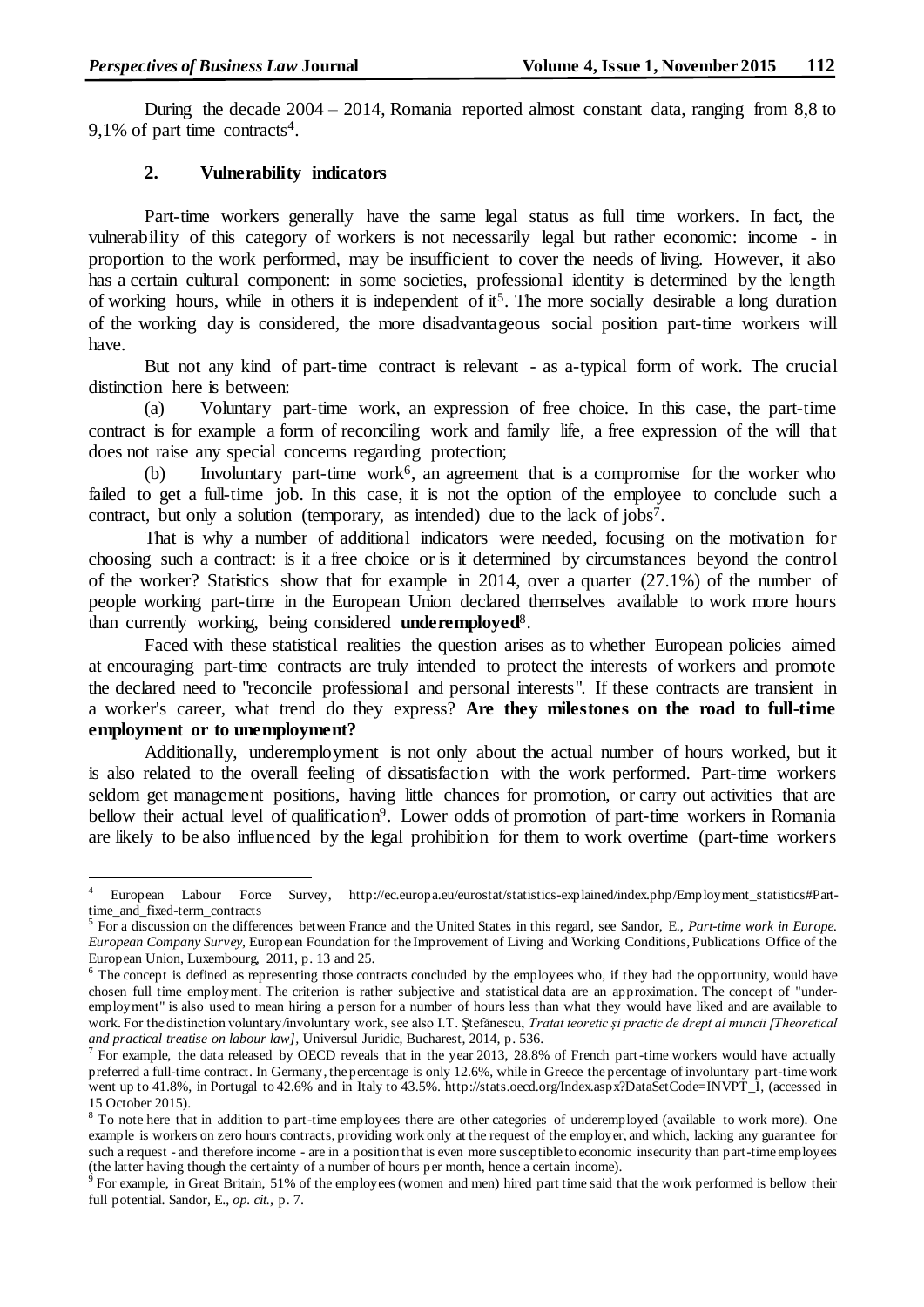During the decade 2004 – 2014, Romania reported almost constant data, ranging from 8,8 to 9,1% of part time contracts[4].

## 2. Vulnerability indicators

Part-time workers generally have the same legal status as full time workers. In fact, the vulnerability of this category of workers is not necessarily legal but rather economic: income - in proportion to the work performed, may be insufficient to cover the needs of living. However, it also has a certain cultural component: in some societies, professional identity is determined by the length of working hours, while in others it is independent of it[5]. The more socially desirable a long duration of the working day is considered, the more disadvantageous social position part-time workers will have.

But not any kind of part-time contract is relevant - as a-typical form of work. The crucial distinction here is between:

(a) Voluntary part-time work, an expression of free choice. In this case, the part-time contract is for example a form of reconciling work and family life, a free expression of the will that does not raise any special concerns regarding protection;

(b) Involuntary part-time work[6], an agreement that is a compromise for the worker who failed to get a full-time job. In this case, it is not the option of the employee to conclude such a contract, but only a solution (temporary, as intended) due to the lack of jobs[7].

That is why a number of additional indicators were needed, focusing on the motivation for choosing such a contract: is it a free choice or is it determined by circumstances beyond the control of the worker? Statistics show that for example in 2014, over a quarter (27.1%) of the number of people working part-time in the European Union declared themselves available to work more hours than currently working, being considered **underemployed**[8].

Faced with these statistical realities the question arises as to whether European policies aimed at encouraging part-time contracts are truly intended to protect the interests of workers and promote the declared need to "reconcile professional and personal interests". If these contracts are transient in a worker's career, what trend do they express? **Are they milestones on the road to full-time employment or to unemployment?**

Additionally, underemployment is not only about the actual number of hours worked, but it is also related to the overall feeling of dissatisfaction with the work performed. Part-time workers seldom get management positions, having little chances for promotion, or carry out activities that are bellow their actual level of qualification[9]. Lower odds of promotion of part-time workers in Romania are likely to be also influenced by the legal prohibition for them to work overtime (part-time workers

---

[4] European Labour Force Survey, http://ec.europa.eu/eurostat/statistics-explained/index.php/Employment_statistics#Part-time_and_fixed-term_contracts

[5] For a discussion on the differences between France and the United States in this regard, see Sandor, E., *Part-time work in Europe. European Company Survey*, European Foundation for the Improvement of Living and Working Conditions, Publications Office of the European Union, Luxembourg, 2011, p. 13 and 25.

[6] The concept is defined as representing those contracts concluded by the employees who, if they had the opportunity, would have chosen full time employment. The criterion is rather subjective and statistical data are an approximation. The concept of "under-employment" is also used to mean hiring a person for a number of hours less than what they would have liked and are available to work. For the distinction voluntary/involuntary work, see also I.T. Ştefănescu, *Tratat teoretic şi practic de drept al muncii [Theoretical and practical treatise on labour law]*, Universul Juridic, Bucharest, 2014, p. 536.

[7] For example, the data released by OECD reveals that in the year 2013, 28.8% of French part-time workers would have actually preferred a full-time contract. In Germany, the percentage is only 12.6%, while in Greece the percentage of involuntary part-time work went up to 41.8%, in Portugal to 42.6% and in Italy to 43.5%. http://stats.oecd.org/Index.aspx?DataSetCode=INVPT_I, (accessed in 15 October 2015).

[8] To note here that in addition to part-time employees there are other categories of underemployed (available to work more). One example is workers on zero hours contracts, providing work only at the request of the employer, and which, lacking any guarantee for such a request - and therefore income - are in a position that is even more susceptible to economic insecurity than part-time employees (the latter having though the certainty of a number of hours per month, hence a certain income).

[9] For example, in Great Britain, 51% of the employees (women and men) hired part time said that the work performed is bellow their full potential. Sandor, E., *op. cit.*, p. 7.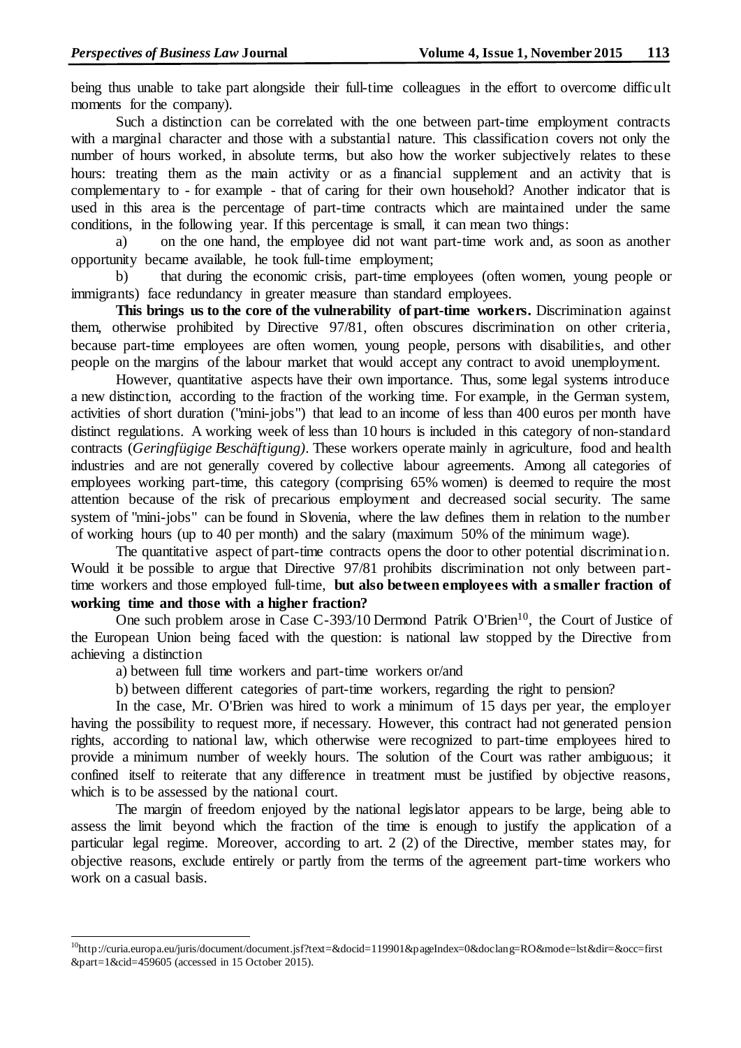being thus unable to take part alongside their full-time colleagues in the effort to overcome difficult moments for the company).

Such a distinction can be correlated with the one between part-time employment contracts with a marginal character and those with a substantial nature. This classification covers not only the number of hours worked, in absolute terms, but also how the worker subjectively relates to these hours: treating them as the main activity or as a financial supplement and an activity that is complementary to - for example - that of caring for their own household? Another indicator that is used in this area is the percentage of part-time contracts which are maintained under the same conditions, in the following year. If this percentage is small, it can mean two things:

a) on the one hand, the employee did not want part-time work and, as soon as another opportunity became available, he took full-time employment;

b) that during the economic crisis, part-time employees (often women, young people or immigrants) face redundancy in greater measure than standard employees.

**This brings us to the core of the vulnerability of part-time workers.** Discrimination against them, otherwise prohibited by Directive 97/81, often obscures discrimination on other criteria, because part-time employees are often women, young people, persons with disabilities, and other people on the margins of the labour market that would accept any contract to avoid unemployment.

However, quantitative aspects have their own importance. Thus, some legal systems introduce a new distinction, according to the fraction of the working time. For example, in the German system, activities of short duration ("mini-jobs") that lead to an income of less than 400 euros per month have distinct regulations. A working week of less than 10 hours is included in this category of non-standard contracts (*Geringfügige Beschäftigung)*. These workers operate mainly in agriculture, food and health industries and are not generally covered by collective labour agreements. Among all categories of employees working part-time, this category (comprising 65% women) is deemed to require the most attention because of the risk of precarious employment and decreased social security. The same system of "mini-jobs" can be found in Slovenia, where the law defines them in relation to the number of working hours (up to 40 per month) and the salary (maximum 50% of the minimum wage).

The quantitative aspect of part-time contracts opens the door to other potential discrimination. Would it be possible to argue that Directive 97/81 prohibits discrimination not only between part-time workers and those employed full-time, **but also between employees with a smaller fraction of working time and those with a higher fraction?**

One such problem arose in Case C-393/10 Dermond Patrik O'Brien[10], the Court of Justice of the European Union being faced with the question: is national law stopped by the Directive from achieving a distinction

a) between full time workers and part-time workers or/and

b) between different categories of part-time workers, regarding the right to pension?

In the case, Mr. O'Brien was hired to work a minimum of 15 days per year, the employer having the possibility to request more, if necessary. However, this contract had not generated pension rights, according to national law, which otherwise were recognized to part-time employees hired to provide a minimum number of weekly hours. The solution of the Court was rather ambiguous; it confined itself to reiterate that any difference in treatment must be justified by objective reasons, which is to be assessed by the national court.

The margin of freedom enjoyed by the national legislator appears to be large, being able to assess the limit beyond which the fraction of the time is enough to justify the application of a particular legal regime. Moreover, according to art. 2 (2) of the Directive, member states may, for objective reasons, exclude entirely or partly from the terms of the agreement part-time workers who work on a casual basis.

---

[10] http://curia.europa.eu/juris/document/document.jsf?text=&docid=119901&pageIndex=0&doclang=RO&mode=lst&dir=&occ=first&part=1&cid=459605 (accessed in 15 October 2015).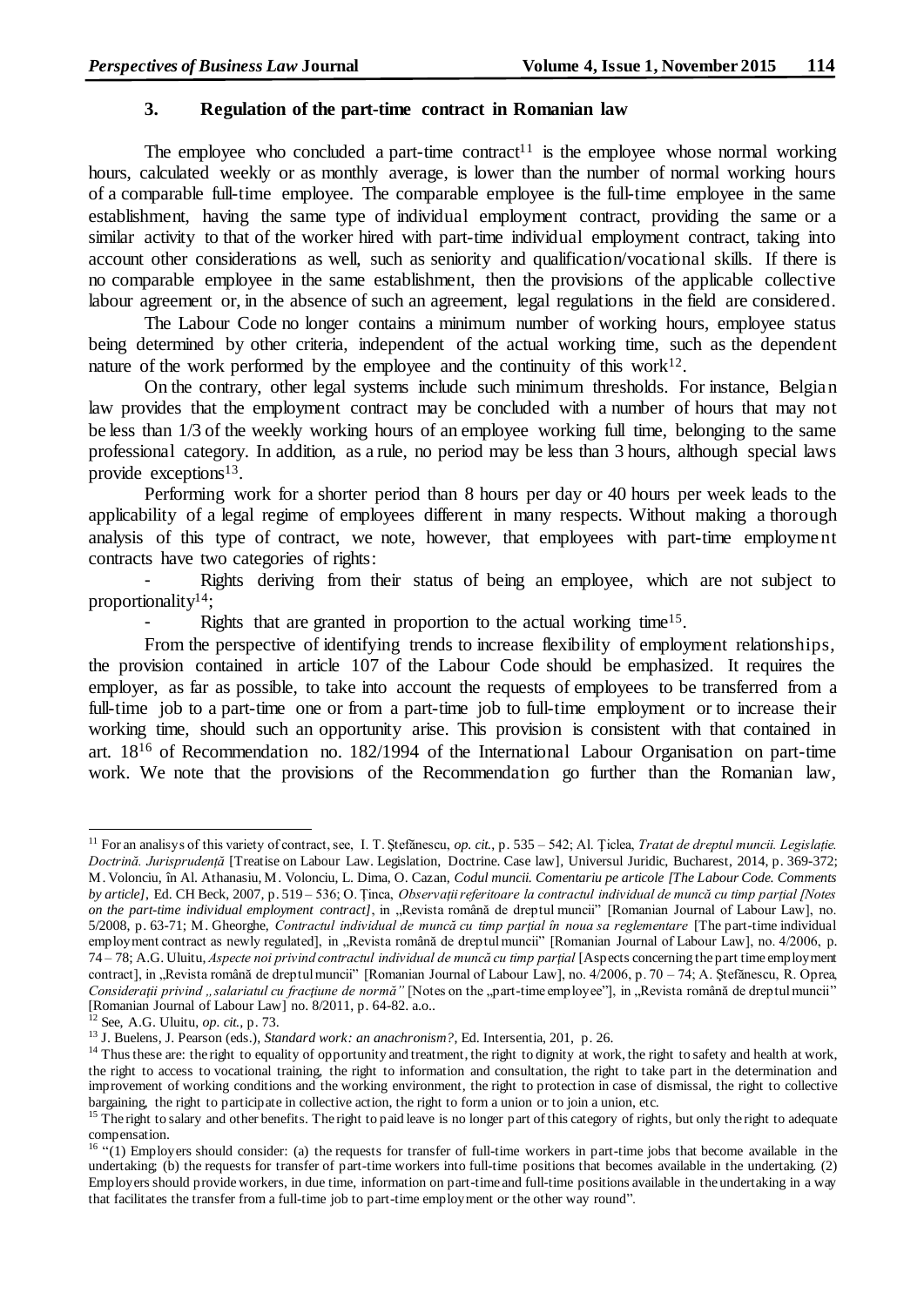### 3. Regulation of the part-time contract in Romanian law

The employee who concluded a part-time contract[11] is the employee whose normal working hours, calculated weekly or as monthly average, is lower than the number of normal working hours of a comparable full-time employee. The comparable employee is the full-time employee in the same establishment, having the same type of individual employment contract, providing the same or a similar activity to that of the worker hired with part-time individual employment contract, taking into account other considerations as well, such as seniority and qualification/vocational skills. If there is no comparable employee in the same establishment, then the provisions of the applicable collective labour agreement or, in the absence of such an agreement, legal regulations in the field are considered.

The Labour Code no longer contains a minimum number of working hours, employee status being determined by other criteria, independent of the actual working time, such as the dependent nature of the work performed by the employee and the continuity of this work[12].

On the contrary, other legal systems include such minimum thresholds. For instance, Belgian law provides that the employment contract may be concluded with a number of hours that may not be less than 1/3 of the weekly working hours of an employee working full time, belonging to the same professional category. In addition, as a rule, no period may be less than 3 hours, although special laws provide exceptions[13].

Performing work for a shorter period than 8 hours per day or 40 hours per week leads to the applicability of a legal regime of employees different in many respects. Without making a thorough analysis of this type of contract, we note, however, that employees with part-time employment contracts have two categories of rights:

- Rights deriving from their status of being an employee, which are not subject to proportionality[14];
- Rights that are granted in proportion to the actual working time[15].

From the perspective of identifying trends to increase flexibility of employment relationships, the provision contained in article 107 of the Labour Code should be emphasized. It requires the employer, as far as possible, to take into account the requests of employees to be transferred from a full-time job to a part-time one or from a part-time job to full-time employment or to increase their working time, should such an opportunity arise. This provision is consistent with that contained in art. 18[16] of Recommendation no. 182/1994 of the International Labour Organisation on part-time work. We note that the provisions of the Recommendation go further than the Romanian law,

---

[11] For an analisys of this variety of contract, see, I. T. Ştefănescu, *op. cit.*, p. 535 – 542; Al. Ţiclea, *Tratat de dreptul muncii. Legislaţie. Doctrină. Jurisprudenţă* [Treatise on Labour Law. Legislation, Doctrine. Case law], Universul Juridic, Bucharest, 2014, p. 369-372; M. Volonciu, în Al. Athanasiu, M. Volonciu, L. Dima, O. Cazan, *Codul muncii. Comentariu pe articole [The Labour Code. Comments by article]*, Ed. CH Beck, 2007, p. 519 – 536; O. Ţinca, *Observaţii referitoare la contractul individual de muncă cu timp parţial [Notes on the part-time individual employment contract]*, in „Revista română de dreptul muncii" [Romanian Journal of Labour Law], no. 5/2008, p. 63-71; M. Gheorghe, *Contractul individual de muncă cu timp parţial în noua sa reglementare* [The part-time individual employment contract as newly regulated], in „Revista română de dreptul muncii" [Romanian Journal of Labour Law], no. 4/2006, p. 74 – 78; A.G. Uluitu, *Aspecte noi privind contractul individual de muncă cu timp parţial* [Aspects concerning the part time employment contract], in „Revista română de dreptul muncii" [Romanian Journal of Labour Law], no. 4/2006, p. 70 – 74; A. Ştefănescu, R. Oprea, *Consideraţii privind „salariatul cu fracţiune de normă"* [Notes on the „part-time employee"], in „Revista română de dreptul muncii" [Romanian Journal of Labour Law] no. 8/2011, p. 64-82. a.o..

[12] See, A.G. Uluitu, *op. cit.*, p. 73.

[13] J. Buelens, J. Pearson (eds.), *Standard work: an anachronism?*, Ed. Intersentia, 201, p. 26.

[14] Thus these are: the right to equality of opportunity and treatment, the right to dignity at work, the right to safety and health at work, the right to access to vocational training, the right to information and consultation, the right to take part in the determination and improvement of working conditions and the working environment, the right to protection in case of dismissal, the right to collective bargaining, the right to participate in collective action, the right to form a union or to join a union, etc.

[15] The right to salary and other benefits. The right to paid leave is no longer part of this category of rights, but only the right to adequate compensation.

[16] "(1) Employers should consider: (a) the requests for transfer of full-time workers in part-time jobs that become available in the undertaking; (b) the requests for transfer of part-time workers into full-time positions that becomes available in the undertaking. (2) Employers should provide workers, in due time, information on part-time and full-time positions available in the undertaking in a way that facilitates the transfer from a full-time job to part-time employment or the other way round".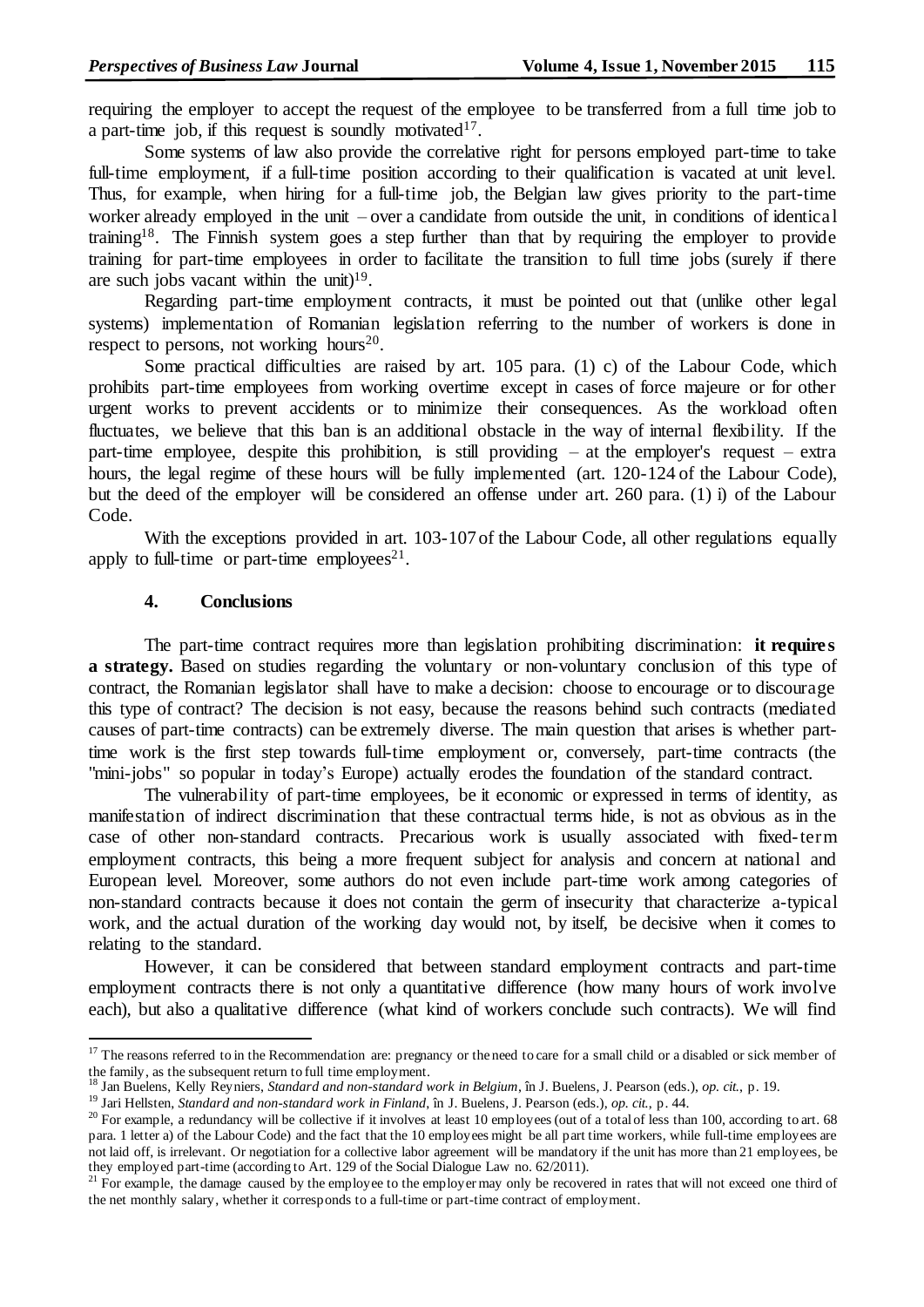requiring the employer to accept the request of the employee to be transferred from a full time job to a part-time job, if this request is soundly motivated[17].

Some systems of law also provide the correlative right for persons employed part-time to take full-time employment, if a full-time position according to their qualification is vacated at unit level. Thus, for example, when hiring for a full-time job, the Belgian law gives priority to the part-time worker already employed in the unit – over a candidate from outside the unit, in conditions of identical training[18]. The Finnish system goes a step further than that by requiring the employer to provide training for part-time employees in order to facilitate the transition to full time jobs (surely if there are such jobs vacant within the unit)[19].

Regarding part-time employment contracts, it must be pointed out that (unlike other legal systems) implementation of Romanian legislation referring to the number of workers is done in respect to persons, not working hours[20].

Some practical difficulties are raised by art. 105 para. (1) c) of the Labour Code, which prohibits part-time employees from working overtime except in cases of force majeure or for other urgent works to prevent accidents or to minimize their consequences. As the workload often fluctuates, we believe that this ban is an additional obstacle in the way of internal flexibility. If the part-time employee, despite this prohibition, is still providing – at the employer's request – extra hours, the legal regime of these hours will be fully implemented (art. 120-124 of the Labour Code), but the deed of the employer will be considered an offense under art. 260 para. (1) i) of the Labour Code.

With the exceptions provided in art. 103-107 of the Labour Code, all other regulations equally apply to full-time or part-time employees[21].

## 4. Conclusions

The part-time contract requires more than legislation prohibiting discrimination: **it requires a strategy.** Based on studies regarding the voluntary or non-voluntary conclusion of this type of contract, the Romanian legislator shall have to make a decision: choose to encourage or to discourage this type of contract? The decision is not easy, because the reasons behind such contracts (mediated causes of part-time contracts) can be extremely diverse. The main question that arises is whether part-time work is the first step towards full-time employment or, conversely, part-time contracts (the "mini-jobs" so popular in today's Europe) actually erodes the foundation of the standard contract.

The vulnerability of part-time employees, be it economic or expressed in terms of identity, as manifestation of indirect discrimination that these contractual terms hide, is not as obvious as in the case of other non-standard contracts. Precarious work is usually associated with fixed-term employment contracts, this being a more frequent subject for analysis and concern at national and European level. Moreover, some authors do not even include part-time work among categories of non-standard contracts because it does not contain the germ of insecurity that characterize a-typical work, and the actual duration of the working day would not, by itself, be decisive when it comes to relating to the standard.

However, it can be considered that between standard employment contracts and part-time employment contracts there is not only a quantitative difference (how many hours of work involve each), but also a qualitative difference (what kind of workers conclude such contracts). We will find

---

[17] The reasons referred to in the Recommendation are: pregnancy or the need to care for a small child or a disabled or sick member of the family, as the subsequent return to full time employment.

[18] Jan Buelens, Kelly Reyniers, *Standard and non-standard work in Belgium*, în J. Buelens, J. Pearson (eds.), *op. cit.*, p. 19.

[19] Jari Hellsten, *Standard and non-standard work in Finland*, în J. Buelens, J. Pearson (eds.), *op. cit.*, p. 44.

[20] For example, a redundancy will be collective if it involves at least 10 employees (out of a total of less than 100, according to art. 68 para. 1 letter a) of the Labour Code) and the fact that the 10 employees might be all part time workers, while full-time employees are not laid off, is irrelevant. Or negotiation for a collective labor agreement will be mandatory if the unit has more than 21 employees, be they employed part-time (according to Art. 129 of the Social Dialogue Law no. 62/2011).

[21] For example, the damage caused by the employee to the employer may only be recovered in rates that will not exceed one third of the net monthly salary, whether it corresponds to a full-time or part-time contract of employment.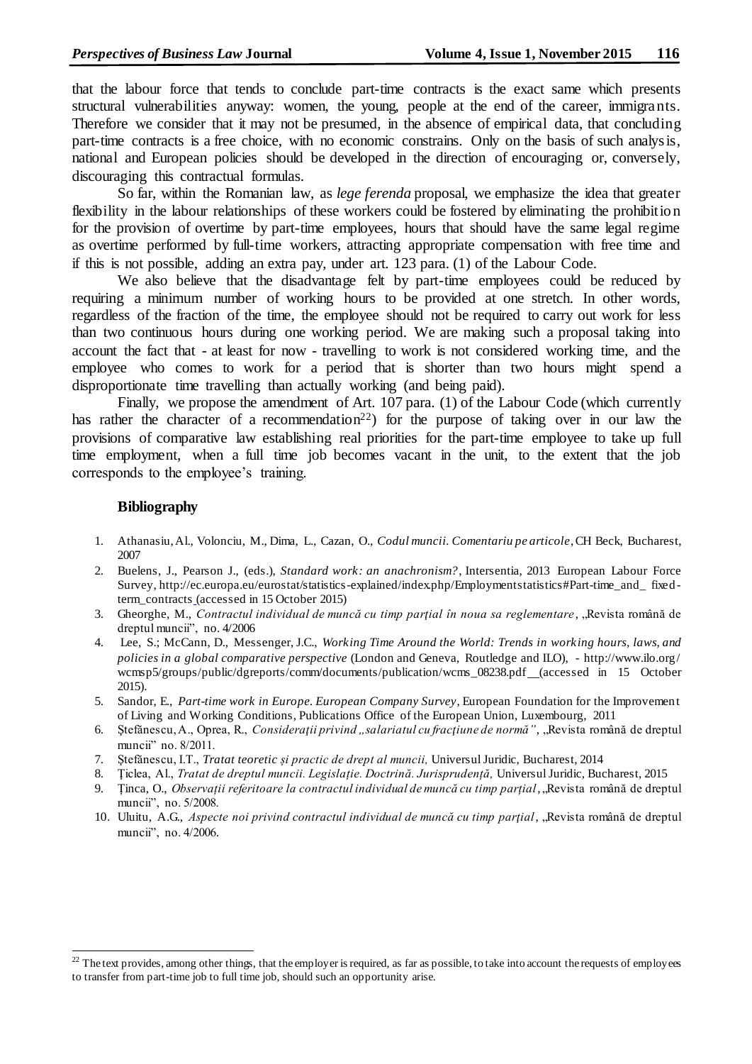that the labour force that tends to conclude part-time contracts is the exact same which presents structural vulnerabilities anyway: women, the young, people at the end of the career, immigrants. Therefore we consider that it may not be presumed, in the absence of empirical data, that concluding part-time contracts is a free choice, with no economic constrains. Only on the basis of such analysis, national and European policies should be developed in the direction of encouraging or, conversely, discouraging this contractual formulas.

So far, within the Romanian law, as *lege ferenda* proposal, we emphasize the idea that greater flexibility in the labour relationships of these workers could be fostered by eliminating the prohibition for the provision of overtime by part-time employees, hours that should have the same legal regime as overtime performed by full-time workers, attracting appropriate compensation with free time and if this is not possible, adding an extra pay, under art. 123 para. (1) of the Labour Code.

We also believe that the disadvantage felt by part-time employees could be reduced by requiring a minimum number of working hours to be provided at one stretch. In other words, regardless of the fraction of the time, the employee should not be required to carry out work for less than two continuous hours during one working period. We are making such a proposal taking into account the fact that - at least for now - travelling to work is not considered working time, and the employee who comes to work for a period that is shorter than two hours might spend a disproportionate time travelling than actually working (and being paid).

Finally, we propose the amendment of Art. 107 para. (1) of the Labour Code (which currently has rather the character of a recommendation[22]) for the purpose of taking over in our law the provisions of comparative law establishing real priorities for the part-time employee to take up full time employment, when a full time job becomes vacant in the unit, to the extent that the job corresponds to the employee's training.

### Bibliography

1. Athanasiu, Al., Volonciu, M., Dima, L., Cazan, O., *Codul muncii. Comentariu pe articole*, CH Beck, Bucharest, 2007
2. Buelens, J., Pearson J., (eds.), *Standard work: an anachronism?*, Intersentia, 2013 European Labour Force Survey, http://ec.europa.eu/eurostat/statistics-explained/index.php/Employmentstatistics#Part-time_and_ fixed-term_contracts (accessed in 15 October 2015)
3. Gheorghe, M., *Contractul individual de muncă cu timp parţial în noua sa reglementare*, „Revista română de dreptul muncii", no. 4/2006
4. Lee, S.; McCann, D., Messenger, J.C., *Working Time Around the World: Trends in working hours, laws, and policies in a global comparative perspective* (London and Geneva, Routledge and ILO), - http://www.ilo.org/wcmsp5/groups/public/dgreports/comm/documents/publication/wcms_08238.pdf (accessed in 15 October 2015).
5. Sandor, E., *Part-time work in Europe. European Company Survey*, European Foundation for the Improvement of Living and Working Conditions, Publications Office of the European Union, Luxembourg, 2011
6. Ştefănescu, A., Oprea, R., *Consideraţii privind „salariatul cu fracţiune de normă"*, „Revista română de dreptul muncii" no. 8/2011.
7. Ştefănescu, I.T., *Tratat teoretic şi practic de drept al muncii,* Universul Juridic, Bucharest, 2014
8. Ţiclea, Al., *Tratat de dreptul muncii. Legislaţie. Doctrină. Jurisprudenţă,* Universul Juridic, Bucharest, 2015
9. Ţinca, O., *Observaţii referitoare la contractul individual de muncă cu timp parţial*, „Revista română de dreptul muncii", no. 5/2008.
10. Uluitu, A.G., *Aspecte noi privind contractul individual de muncă cu timp parţial*, „Revista română de dreptul muncii", no. 4/2006.

[22] The text provides, among other things, that the employer is required, as far as possible, to take into account the requests of employees to transfer from part-time job to full time job, should such an opportunity arise.